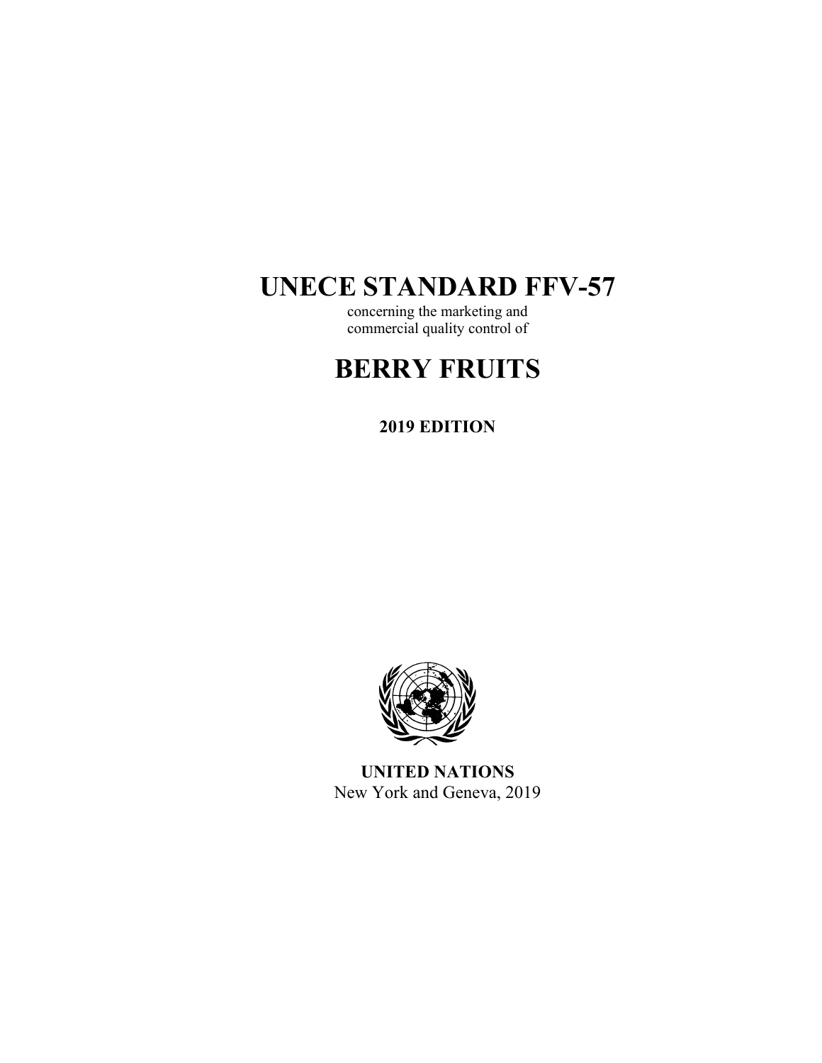# UNECE STANDARD FFV-57

concerning the marketing and
commercial quality control of

# BERRY FRUITS

**2019 EDITION**

**UNITED NATIONS**
New York and Geneva, 2019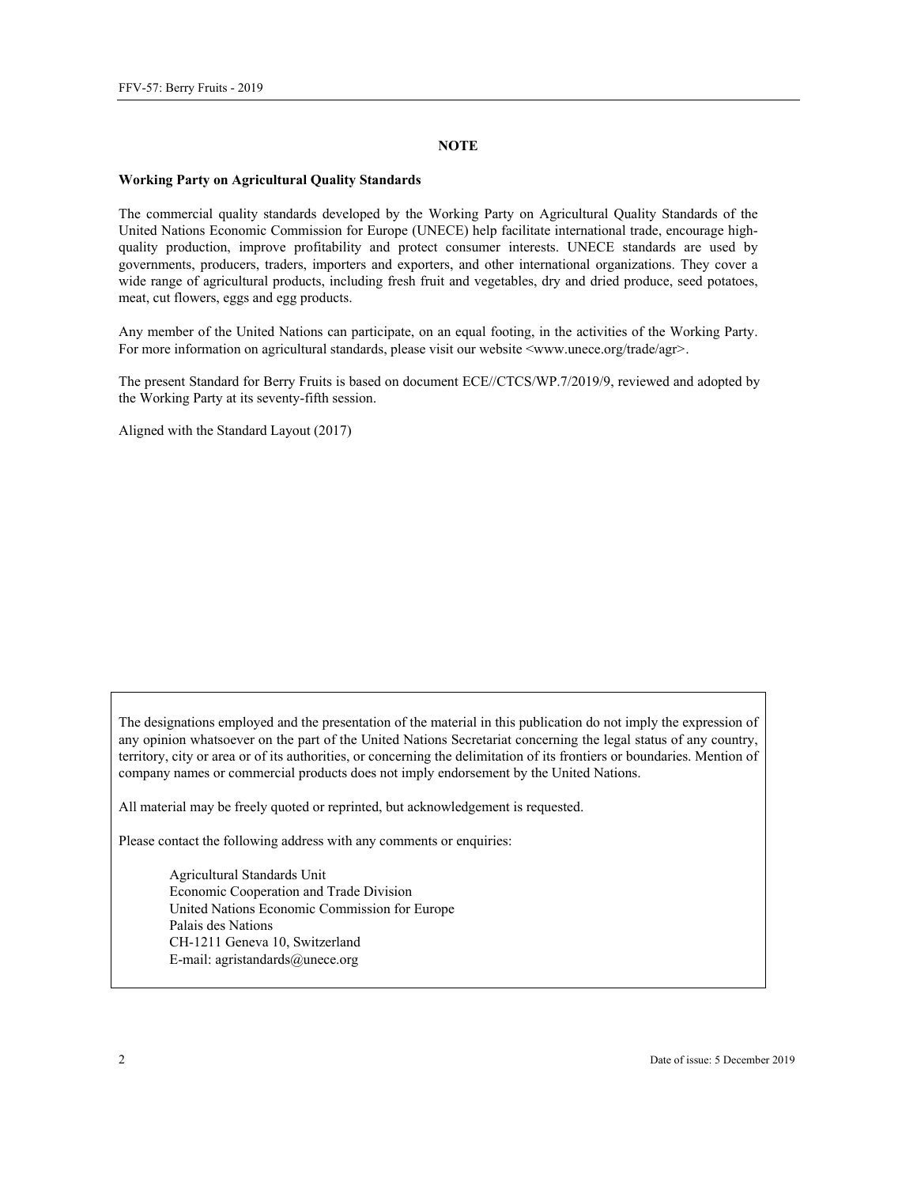## NOTE

**Working Party on Agricultural Quality Standards**

The commercial quality standards developed by the Working Party on Agricultural Quality Standards of the United Nations Economic Commission for Europe (UNECE) help facilitate international trade, encourage high-quality production, improve profitability and protect consumer interests. UNECE standards are used by governments, producers, traders, importers and exporters, and other international organizations. They cover a wide range of agricultural products, including fresh fruit and vegetables, dry and dried produce, seed potatoes, meat, cut flowers, eggs and egg products.

Any member of the United Nations can participate, on an equal footing, in the activities of the Working Party. For more information on agricultural standards, please visit our website <www.unece.org/trade/agr>.

The present Standard for Berry Fruits is based on document ECE//CTCS/WP.7/2019/9, reviewed and adopted by the Working Party at its seventy-fifth session.

Aligned with the Standard Layout (2017)

The designations employed and the presentation of the material in this publication do not imply the expression of any opinion whatsoever on the part of the United Nations Secretariat concerning the legal status of any country, territory, city or area or of its authorities, or concerning the delimitation of its frontiers or boundaries. Mention of company names or commercial products does not imply endorsement by the United Nations.

All material may be freely quoted or reprinted, but acknowledgement is requested.

Please contact the following address with any comments or enquiries:

Agricultural Standards Unit
Economic Cooperation and Trade Division
United Nations Economic Commission for Europe
Palais des Nations
CH-1211 Geneva 10, Switzerland
E-mail: agristandards@unece.org

Date of issue: 5 December 2019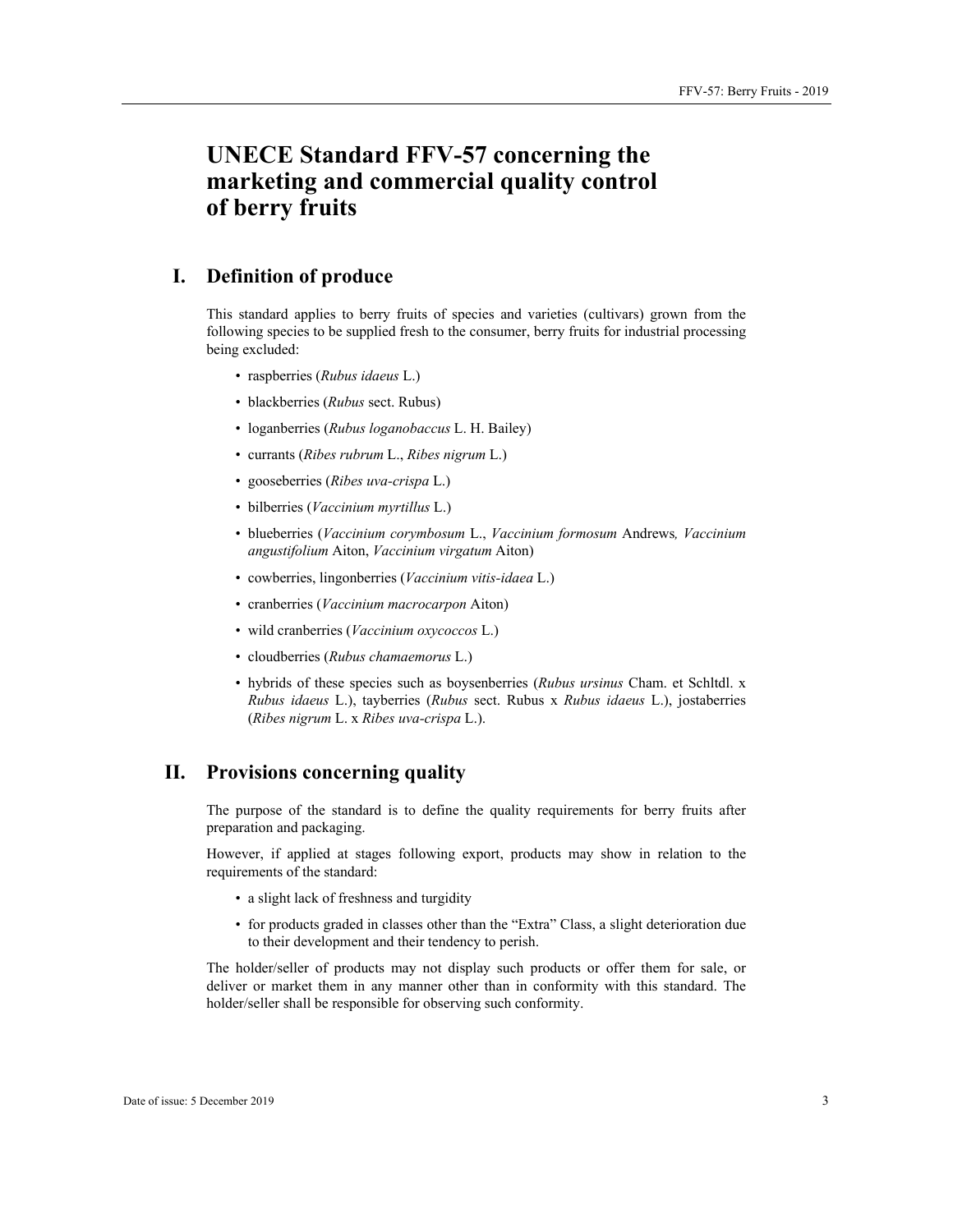# UNECE Standard FFV-57 concerning the marketing and commercial quality control of berry fruits

## I. Definition of produce

This standard applies to berry fruits of species and varieties (cultivars) grown from the following species to be supplied fresh to the consumer, berry fruits for industrial processing being excluded:

- raspberries (*Rubus idaeus* L.)
- blackberries (*Rubus* sect. Rubus)
- loganberries (*Rubus loganobaccus* L. H. Bailey)
- currants (*Ribes rubrum* L., *Ribes nigrum* L.)
- gooseberries (*Ribes uva-crispa* L.)
- bilberries (*Vaccinium myrtillus* L.)
- blueberries (*Vaccinium corymbosum* L., *Vaccinium formosum* Andrews*, Vaccinium angustifolium* Aiton, *Vaccinium virgatum* Aiton)
- cowberries, lingonberries (*Vaccinium vitis-idaea* L.)
- cranberries (*Vaccinium macrocarpon* Aiton)
- wild cranberries (*Vaccinium oxycoccos* L.)
- cloudberries (*Rubus chamaemorus* L.)
- hybrids of these species such as boysenberries (*Rubus ursinus* Cham. et Schltdl. x *Rubus idaeus* L.), tayberries (*Rubus* sect. Rubus x *Rubus idaeus* L.), jostaberries (*Ribes nigrum* L. x *Ribes uva-crispa* L.).

## II. Provisions concerning quality

The purpose of the standard is to define the quality requirements for berry fruits after preparation and packaging.

However, if applied at stages following export, products may show in relation to the requirements of the standard:

- a slight lack of freshness and turgidity
- for products graded in classes other than the "Extra" Class, a slight deterioration due to their development and their tendency to perish.

The holder/seller of products may not display such products or offer them for sale, or deliver or market them in any manner other than in conformity with this standard. The holder/seller shall be responsible for observing such conformity.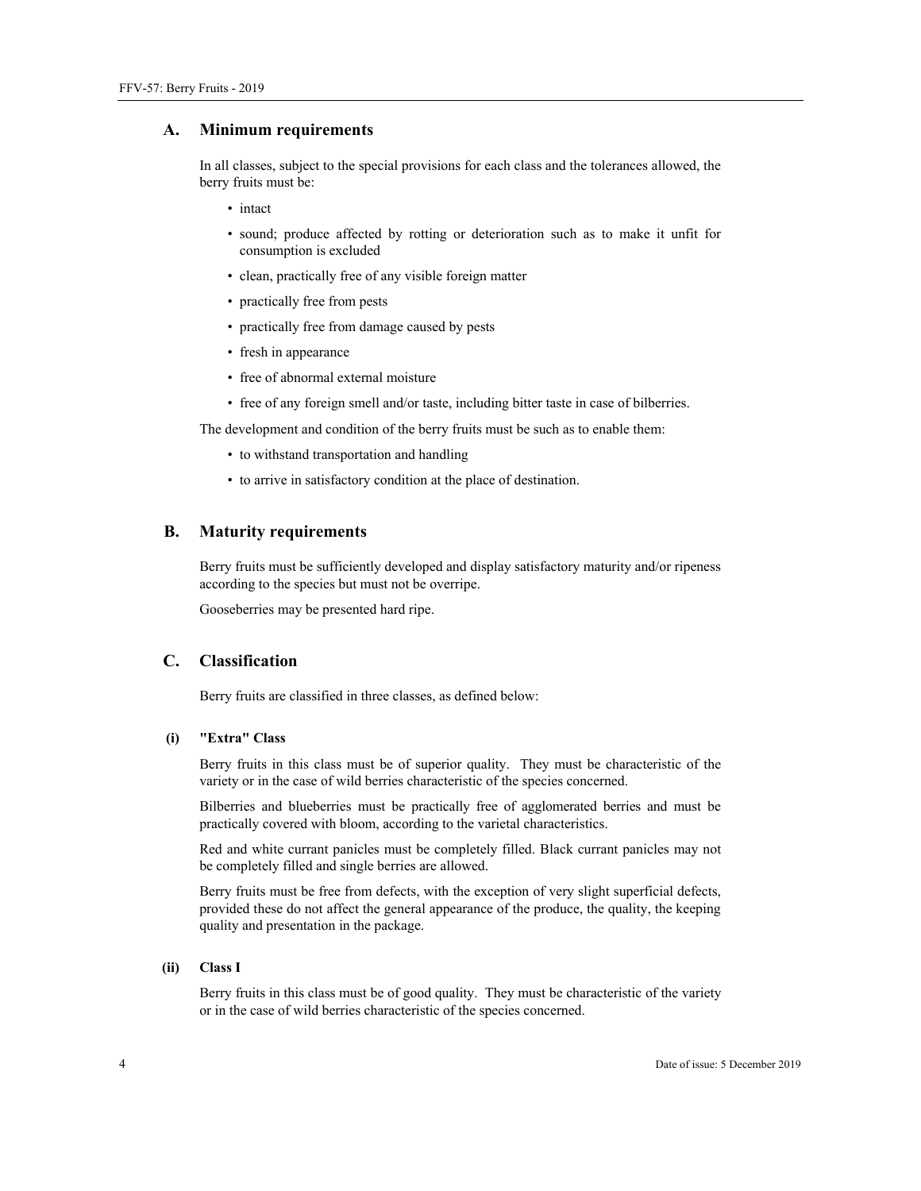## A. Minimum requirements

In all classes, subject to the special provisions for each class and the tolerances allowed, the berry fruits must be:

- intact
- sound; produce affected by rotting or deterioration such as to make it unfit for consumption is excluded
- clean, practically free of any visible foreign matter
- practically free from pests
- practically free from damage caused by pests
- fresh in appearance
- free of abnormal external moisture
- free of any foreign smell and/or taste, including bitter taste in case of bilberries.

The development and condition of the berry fruits must be such as to enable them:

- to withstand transportation and handling
- to arrive in satisfactory condition at the place of destination.

## B. Maturity requirements

Berry fruits must be sufficiently developed and display satisfactory maturity and/or ripeness according to the species but must not be overripe.

Gooseberries may be presented hard ripe.

## C. Classification

Berry fruits are classified in three classes, as defined below:

### (i) "Extra" Class

Berry fruits in this class must be of superior quality. They must be characteristic of the variety or in the case of wild berries characteristic of the species concerned.

Bilberries and blueberries must be practically free of agglomerated berries and must be practically covered with bloom, according to the varietal characteristics.

Red and white currant panicles must be completely filled. Black currant panicles may not be completely filled and single berries are allowed.

Berry fruits must be free from defects, with the exception of very slight superficial defects, provided these do not affect the general appearance of the produce, the quality, the keeping quality and presentation in the package.

### (ii) Class I

Berry fruits in this class must be of good quality. They must be characteristic of the variety or in the case of wild berries characteristic of the species concerned.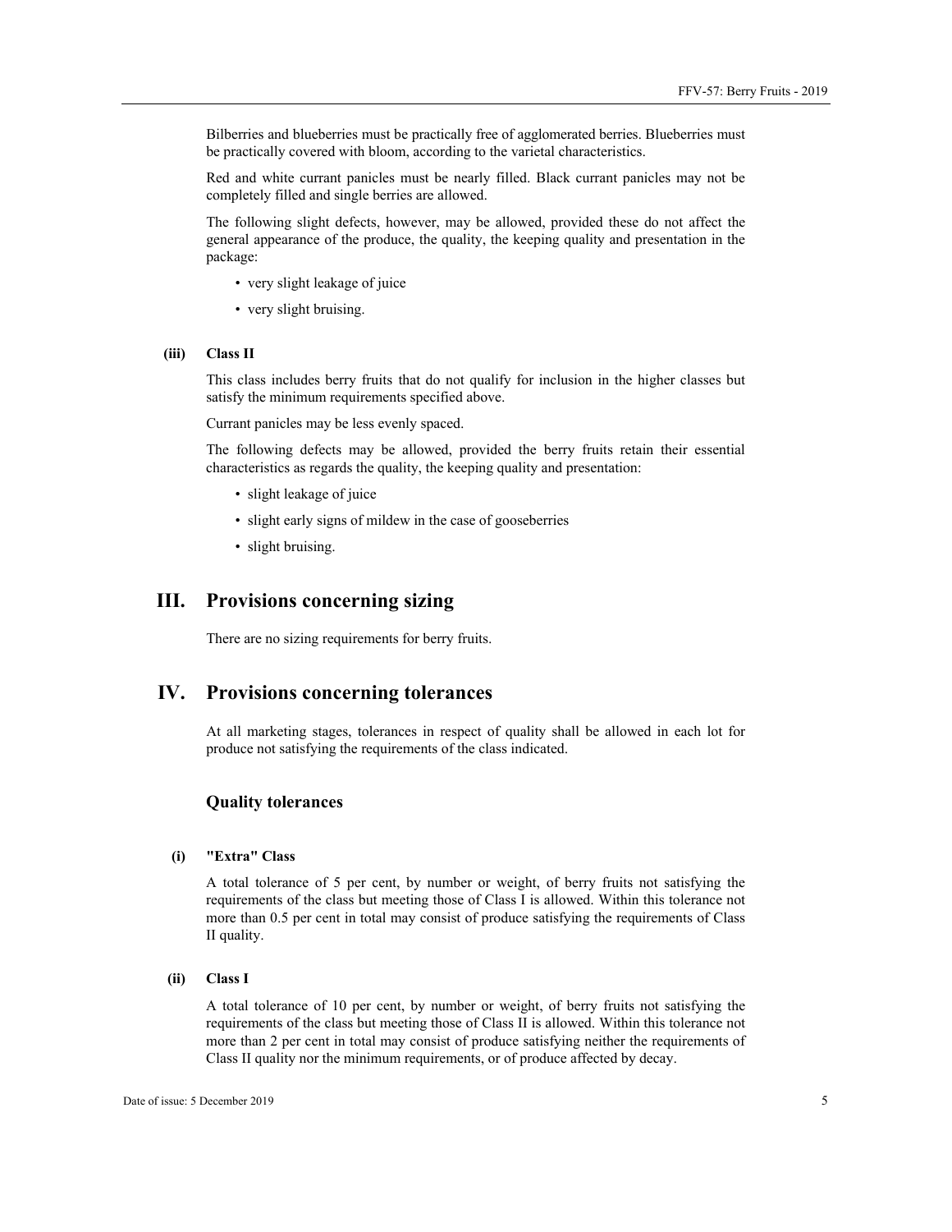Bilberries and blueberries must be practically free of agglomerated berries. Blueberries must be practically covered with bloom, according to the varietal characteristics.

Red and white currant panicles must be nearly filled. Black currant panicles may not be completely filled and single berries are allowed.

The following slight defects, however, may be allowed, provided these do not affect the general appearance of the produce, the quality, the keeping quality and presentation in the package:

- very slight leakage of juice
- very slight bruising.

#### (iii) Class II

This class includes berry fruits that do not qualify for inclusion in the higher classes but satisfy the minimum requirements specified above.

Currant panicles may be less evenly spaced.

The following defects may be allowed, provided the berry fruits retain their essential characteristics as regards the quality, the keeping quality and presentation:

- slight leakage of juice
- slight early signs of mildew in the case of gooseberries
- slight bruising.

## III. Provisions concerning sizing

There are no sizing requirements for berry fruits.

## IV. Provisions concerning tolerances

At all marketing stages, tolerances in respect of quality shall be allowed in each lot for produce not satisfying the requirements of the class indicated.

### Quality tolerances

#### (i) "Extra" Class

A total tolerance of 5 per cent, by number or weight, of berry fruits not satisfying the requirements of the class but meeting those of Class I is allowed. Within this tolerance not more than 0.5 per cent in total may consist of produce satisfying the requirements of Class II quality.

#### (ii) Class I

A total tolerance of 10 per cent, by number or weight, of berry fruits not satisfying the requirements of the class but meeting those of Class II is allowed. Within this tolerance not more than 2 per cent in total may consist of produce satisfying neither the requirements of Class II quality nor the minimum requirements, or of produce affected by decay.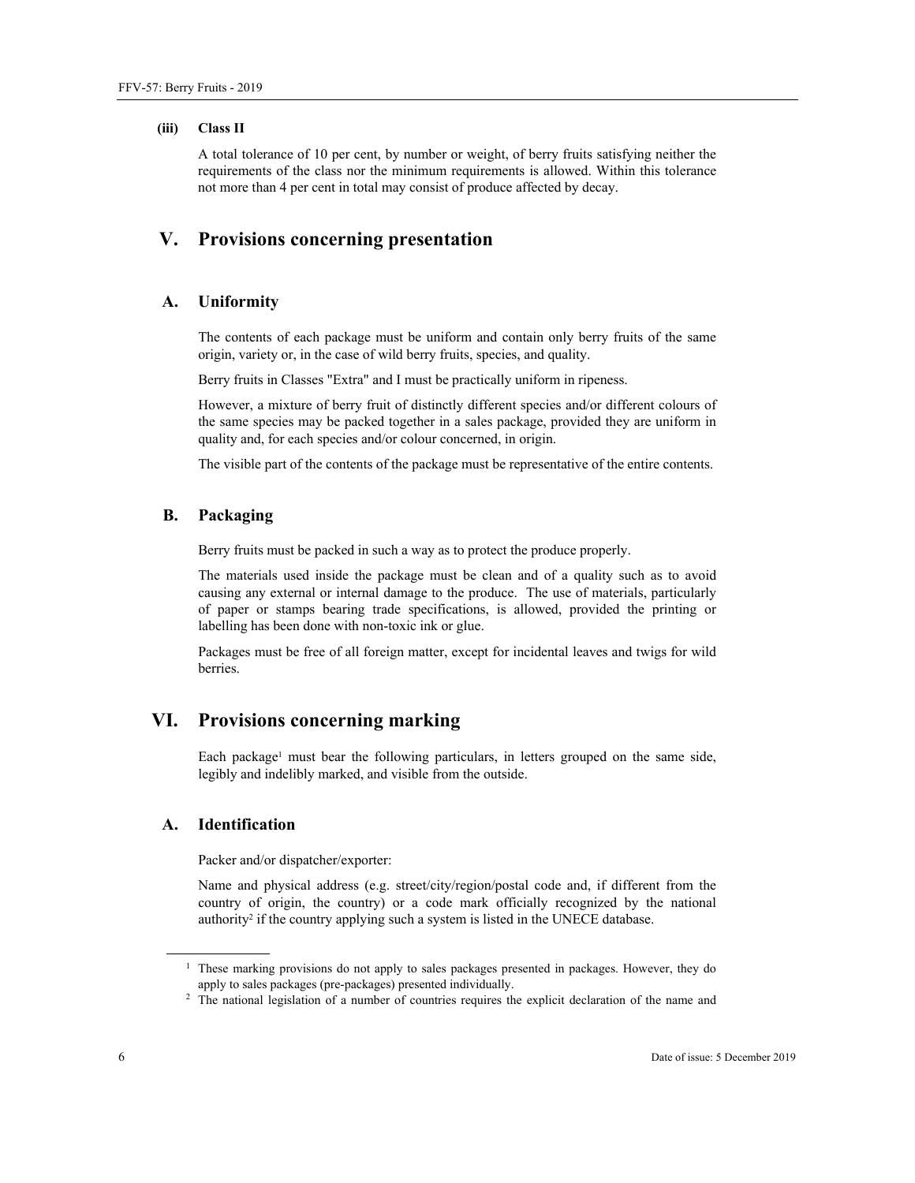#### (iii) Class II

A total tolerance of 10 per cent, by number or weight, of berry fruits satisfying neither the requirements of the class nor the minimum requirements is allowed. Within this tolerance not more than 4 per cent in total may consist of produce affected by decay.

## V. Provisions concerning presentation

### A. Uniformity

The contents of each package must be uniform and contain only berry fruits of the same origin, variety or, in the case of wild berry fruits, species, and quality.

Berry fruits in Classes "Extra" and I must be practically uniform in ripeness.

However, a mixture of berry fruit of distinctly different species and/or different colours of the same species may be packed together in a sales package, provided they are uniform in quality and, for each species and/or colour concerned, in origin.

The visible part of the contents of the package must be representative of the entire contents.

### B. Packaging

Berry fruits must be packed in such a way as to protect the produce properly.

The materials used inside the package must be clean and of a quality such as to avoid causing any external or internal damage to the produce. The use of materials, particularly of paper or stamps bearing trade specifications, is allowed, provided the printing or labelling has been done with non-toxic ink or glue.

Packages must be free of all foreign matter, except for incidental leaves and twigs for wild berries.

## VI. Provisions concerning marking

Each package[1] must bear the following particulars, in letters grouped on the same side, legibly and indelibly marked, and visible from the outside.

### A. Identification

Packer and/or dispatcher/exporter:

Name and physical address (e.g. street/city/region/postal code and, if different from the country of origin, the country) or a code mark officially recognized by the national authority[2] if the country applying such a system is listed in the UNECE database.

---

[1] These marking provisions do not apply to sales packages presented in packages. However, they do apply to sales packages (pre-packages) presented individually.

[2] The national legislation of a number of countries requires the explicit declaration of the name and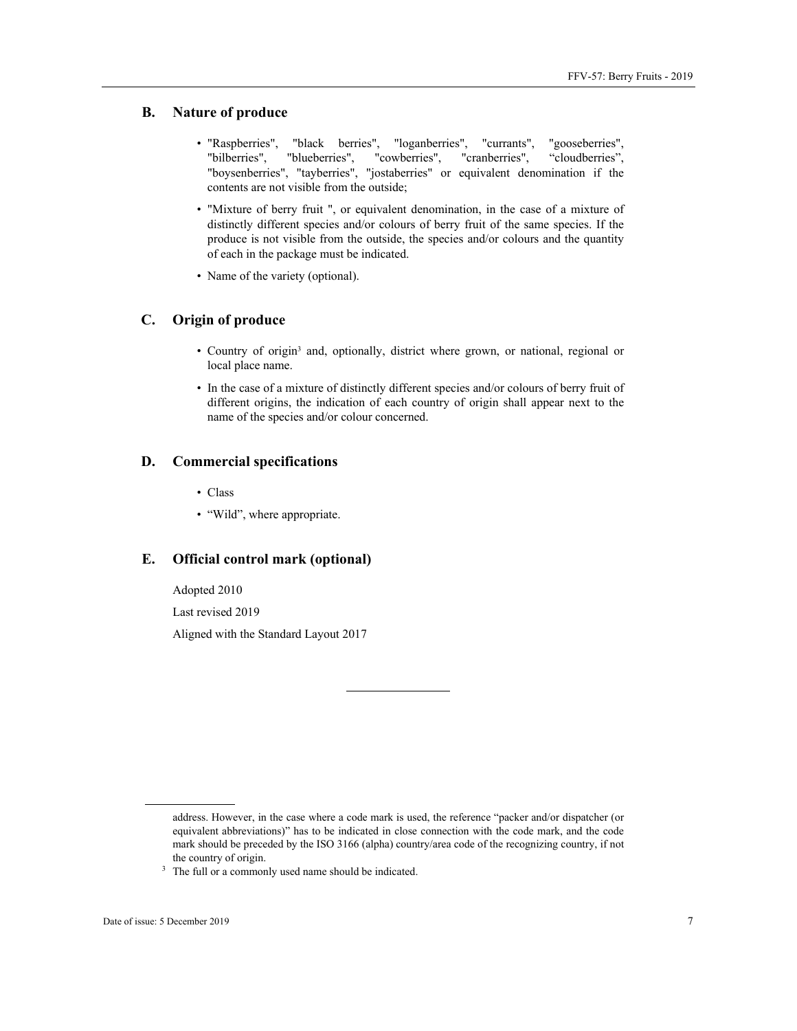## B. Nature of produce

- "Raspberries", "black berries", "loganberries", "currants", "gooseberries", "bilberries", "blueberries", "cowberries", "cranberries", "cloudberries", "boysenberries", "tayberries", "jostaberries" or equivalent denomination if the contents are not visible from the outside;
- "Mixture of berry fruit ", or equivalent denomination, in the case of a mixture of distinctly different species and/or colours of berry fruit of the same species. If the produce is not visible from the outside, the species and/or colours and the quantity of each in the package must be indicated.
- Name of the variety (optional).

## C. Origin of produce

- Country of origin[3] and, optionally, district where grown, or national, regional or local place name.
- In the case of a mixture of distinctly different species and/or colours of berry fruit of different origins, the indication of each country of origin shall appear next to the name of the species and/or colour concerned.

## D. Commercial specifications

- Class
- "Wild", where appropriate.

## E. Official control mark (optional)

Adopted 2010

Last revised 2019

Aligned with the Standard Layout 2017

---

address. However, in the case where a code mark is used, the reference "packer and/or dispatcher (or equivalent abbreviations)" has to be indicated in close connection with the code mark, and the code mark should be preceded by the ISO 3166 (alpha) country/area code of the recognizing country, if not the country of origin.

[3] The full or a commonly used name should be indicated.